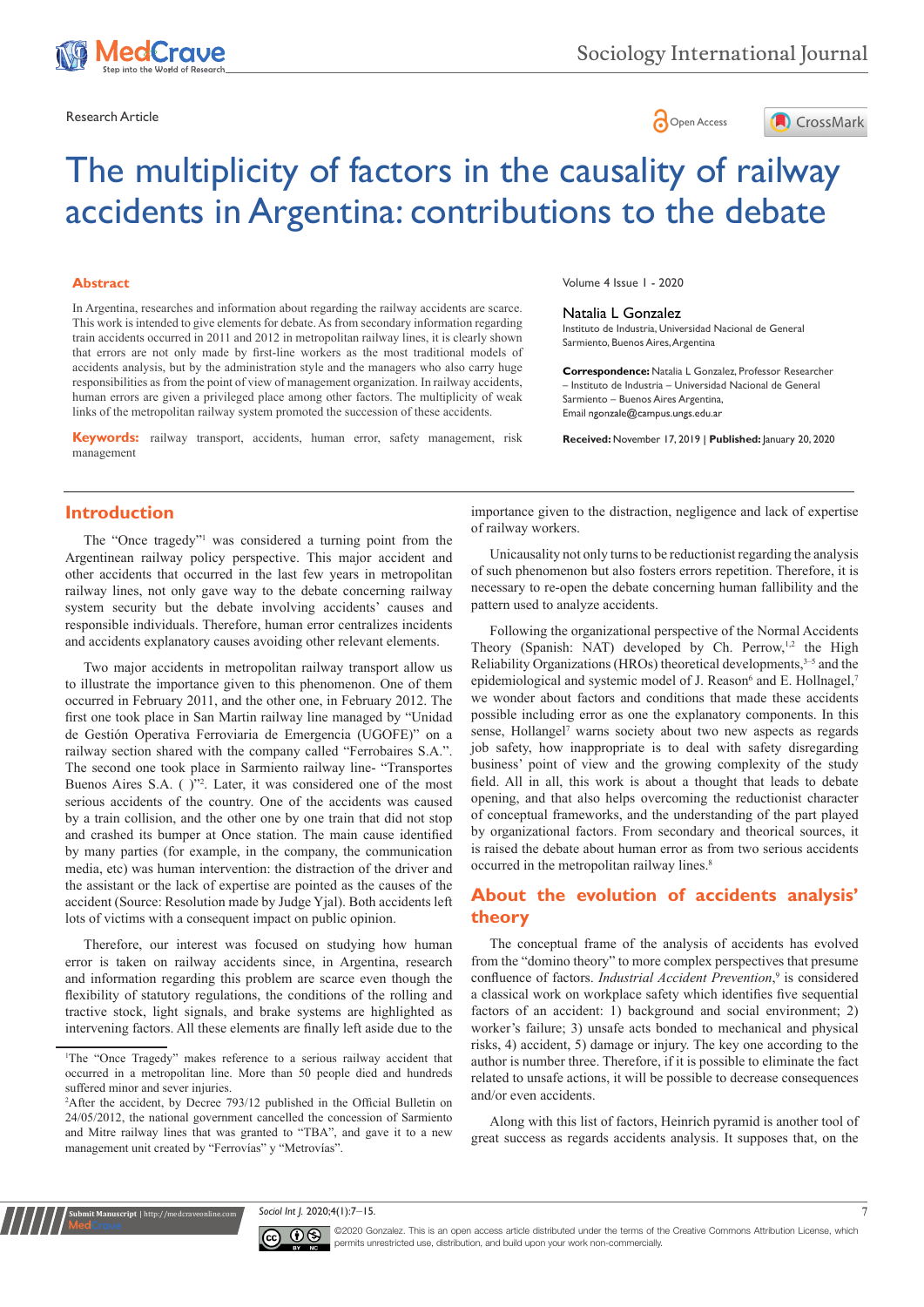Research Article

# The multiplicity of factors in the causality of railway accidents in Argentina: contributions to the debate

Volume 4 Issue 1 - 2020

**Natalia L Gonzalez**

Instituto de Industria, Universidad Nacional de General Sarmiento, Buenos Aires, Argentina

**Correspondence:** Natalia L Gonzalez, Professor Researcher – Instituto de Industria – Universidad Nacional de General Sarmiento – Buenos Aires Argentina, Email ngonzale@campus.ungs.edu.ar

**Received:** November 17, 2019 | **Published:** January 20, 2020

## Abstract

In Argentina, researches and information about regarding the railway accidents are scarce. This work is intended to give elements for debate. As from secondary information regarding train accidents occurred in 2011 and 2012 in metropolitan railway lines, it is clearly shown that errors are not only made by first-line workers as the most traditional models of accidents analysis, but by the administration style and the managers who also carry huge responsibilities as from the point of view of management organization. In railway accidents, human errors are given a privileged place among other factors. The multiplicity of weak links of the metropolitan railway system promoted the succession of these accidents.

**Keywords:** railway transport, accidents, human error, safety management, risk management

## Introduction

The "Once tragedy"[1] was considered a turning point from the Argentinean railway policy perspective. This major accident and other accidents that occurred in the last few years in metropolitan railway lines, not only gave way to the debate concerning railway system security but the debate involving accidents' causes and responsible individuals. Therefore, human error centralizes incidents and accidents explanatory causes avoiding other relevant elements.

Two major accidents in metropolitan railway transport allow us to illustrate the importance given to this phenomenon. One of them occurred in February 2011, and the other one, in February 2012. The first one took place in San Martin railway line managed by "Unidad de Gestión Operativa Ferroviaria de Emergencia (UGOFE)" on a railway section shared with the company called "Ferrobaires S.A.". The second one took place in Sarmiento railway line- "Transportes Buenos Aires S.A. ( )"[2]. Later, it was considered one of the most serious accidents of the country. One of the accidents was caused by a train collision, and the other one by one train that did not stop and crashed its bumper at Once station. The main cause identified by many parties (for example, in the company, the communication media, etc) was human intervention: the distraction of the driver and the assistant or the lack of expertise are pointed as the causes of the accident (Source: Resolution made by Judge Yjal). Both accidents left lots of victims with a consequent impact on public opinion.

Therefore, our interest was focused on studying how human error is taken on railway accidents since, in Argentina, research and information regarding this problem are scarce even though the flexibility of statutory regulations, the conditions of the rolling and tractive stock, light signals, and brake systems are highlighted as intervening factors. All these elements are finally left aside due to the importance given to the distraction, negligence and lack of expertise of railway workers.

Unicausality not only turns to be reductionist regarding the analysis of such phenomenon but also fosters errors repetition. Therefore, it is necessary to re-open the debate concerning human fallibility and the pattern used to analyze accidents.

Following the organizational perspective of the Normal Accidents Theory (Spanish: NAT) developed by Ch. Perrow,[1,2] the High Reliability Organizations (HROs) theoretical developments,[3–5] and the epidemiological and systemic model of J. Reason[6] and E. Hollnagel,[7] we wonder about factors and conditions that made these accidents possible including error as one the explanatory components. In this sense, Hollangel[7] warns society about two new aspects as regards job safety, how inappropriate is to deal with safety disregarding business' point of view and the growing complexity of the study field. All in all, this work is about a thought that leads to debate opening, and that also helps overcoming the reductionist character of conceptual frameworks, and the understanding of the part played by organizational factors. From secondary and theorical sources, it is raised the debate about human error as from two serious accidents occurred in the metropolitan railway lines.[8]

## About the evolution of accidents analysis' theory

The conceptual frame of the analysis of accidents has evolved from the "domino theory" to more complex perspectives that presume confluence of factors. *Industrial Accident Prevention*,[9] is considered a classical work on workplace safety which identifies five sequential factors of an accident: 1) background and social environment; 2) worker's failure; 3) unsafe acts bonded to mechanical and physical risks, 4) accident, 5) damage or injury. The key one according to the author is number three. Therefore, if it is possible to eliminate the fact related to unsafe actions, it will be possible to decrease consequences and/or even accidents.

Along with this list of factors, Heinrich pyramid is another tool of great success as regards accidents analysis. It supposes that, on the

[1] The "Once Tragedy" makes reference to a serious railway accident that occurred in a metropolitan line. More than 50 people died and hundreds suffered minor and sever injuries.

[2] After the accident, by Decree 793/12 published in the Official Bulletin on 24/05/2012, the national government cancelled the concession of Sarmiento and Mitre railway lines that was granted to "TBA", and gave it to a new management unit created by "Ferrovías" y "Metrovías".

©2020 Gonzalez. This is an open access article distributed under the terms of the Creative Commons Attribution License, which permits unrestricted use, distribution, and build upon your work non-commercially.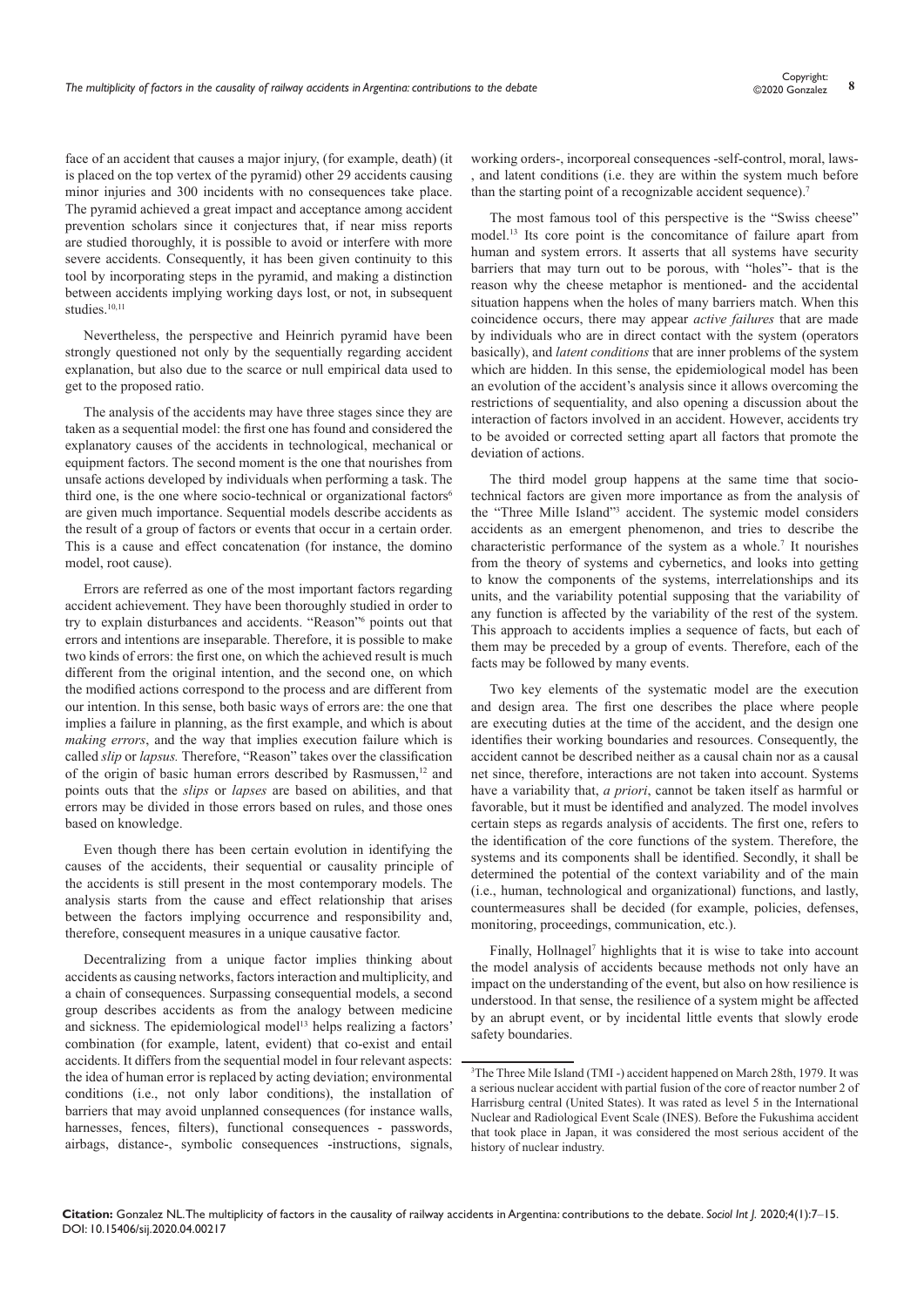face of an accident that causes a major injury, (for example, death) (it is placed on the top vertex of the pyramid) other 29 accidents causing minor injuries and 300 incidents with no consequences take place. The pyramid achieved a great impact and acceptance among accident prevention scholars since it conjectures that, if near miss reports are studied thoroughly, it is possible to avoid or interfere with more severe accidents. Consequently, it has been given continuity to this tool by incorporating steps in the pyramid, and making a distinction between accidents implying working days lost, or not, in subsequent studies.[10,11]

Nevertheless, the perspective and Heinrich pyramid have been strongly questioned not only by the sequentially regarding accident explanation, but also due to the scarce or null empirical data used to get to the proposed ratio.

The analysis of the accidents may have three stages since they are taken as a sequential model: the first one has found and considered the explanatory causes of the accidents in technological, mechanical or equipment factors. The second moment is the one that nourishes from unsafe actions developed by individuals when performing a task. The third one, is the one where socio-technical or organizational factors[6] are given much importance. Sequential models describe accidents as the result of a group of factors or events that occur in a certain order. This is a cause and effect concatenation (for instance, the domino model, root cause).

Errors are referred as one of the most important factors regarding accident achievement. They have been thoroughly studied in order to try to explain disturbances and accidents. "Reason"[6] points out that errors and intentions are inseparable. Therefore, it is possible to make two kinds of errors: the first one, on which the achieved result is much different from the original intention, and the second one, on which the modified actions correspond to the process and are different from our intention. In this sense, both basic ways of errors are: the one that implies a failure in planning, as the first example, and which is about *making errors*, and the way that implies execution failure which is called *slip* or *lapsus.* Therefore, "Reason" takes over the classification of the origin of basic human errors described by Rasmussen,[12] and points outs that the *slips* or *lapses* are based on abilities, and that errors may be divided in those errors based on rules, and those ones based on knowledge.

Even though there has been certain evolution in identifying the causes of the accidents, their sequential or causality principle of the accidents is still present in the most contemporary models. The analysis starts from the cause and effect relationship that arises between the factors implying occurrence and responsibility and, therefore, consequent measures in a unique causative factor.

Decentralizing from a unique factor implies thinking about accidents as causing networks, factors interaction and multiplicity, and a chain of consequences. Surpassing consequential models, a second group describes accidents as from the analogy between medicine and sickness. The epidemiological model[13] helps realizing a factors' combination (for example, latent, evident) that co-exist and entail accidents. It differs from the sequential model in four relevant aspects: the idea of human error is replaced by acting deviation; environmental conditions (i.e., not only labor conditions), the installation of barriers that may avoid unplanned consequences (for instance walls, harnesses, fences, filters), functional consequences - passwords, airbags, distance-, symbolic consequences -instructions, signals, working orders-, incorporeal consequences -self-control, moral, laws-, and latent conditions (i.e. they are within the system much before than the starting point of a recognizable accident sequence).[7]

The most famous tool of this perspective is the "Swiss cheese" model.[13] Its core point is the concomitance of failure apart from human and system errors. It asserts that all systems have security barriers that may turn out to be porous, with "holes"- that is the reason why the cheese metaphor is mentioned- and the accidental situation happens when the holes of many barriers match. When this coincidence occurs, there may appear *active failures* that are made by individuals who are in direct contact with the system (operators basically), and *latent conditions* that are inner problems of the system which are hidden. In this sense, the epidemiological model has been an evolution of the accident's analysis since it allows overcoming the restrictions of sequentiality, and also opening a discussion about the interaction of factors involved in an accident. However, accidents try to be avoided or corrected setting apart all factors that promote the deviation of actions.

The third model group happens at the same time that socio-technical factors are given more importance as from the analysis of the "Three Mille Island"[3] accident. The systemic model considers accidents as an emergent phenomenon, and tries to describe the characteristic performance of the system as a whole.[7] It nourishes from the theory of systems and cybernetics, and looks into getting to know the components of the systems, interrelationships and its units, and the variability potential supposing that the variability of any function is affected by the variability of the rest of the system. This approach to accidents implies a sequence of facts, but each of them may be preceded by a group of events. Therefore, each of the facts may be followed by many events.

Two key elements of the systematic model are the execution and design area. The first one describes the place where people are executing duties at the time of the accident, and the design one identifies their working boundaries and resources. Consequently, the accident cannot be described neither as a causal chain nor as a causal net since, therefore, interactions are not taken into account. Systems have a variability that, *a priori*, cannot be taken itself as harmful or favorable, but it must be identified and analyzed. The model involves certain steps as regards analysis of accidents. The first one, refers to the identification of the core functions of the system. Therefore, the systems and its components shall be identified. Secondly, it shall be determined the potential of the context variability and of the main (i.e., human, technological and organizational) functions, and lastly, countermeasures shall be decided (for example, policies, defenses, monitoring, proceedings, communication, etc.).

Finally, Hollnagel[7] highlights that it is wise to take into account the model analysis of accidents because methods not only have an impact on the understanding of the event, but also on how resilience is understood. In that sense, the resilience of a system might be affected by an abrupt event, or by incidental little events that slowly erode safety boundaries.

[3]The Three Mile Island (TMI -) accident happened on March 28th, 1979. It was a serious nuclear accident with partial fusion of the core of reactor number 2 of Harrisburg central (United States). It was rated as level 5 in the International Nuclear and Radiological Event Scale (INES). Before the Fukushima accident that took place in Japan, it was considered the most serious accident of the history of nuclear industry.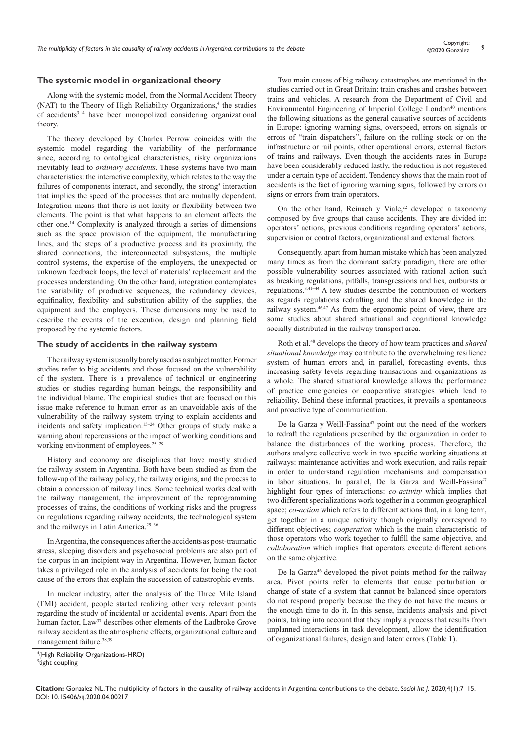## The systemic model in organizational theory

Along with the systemic model, from the Normal Accident Theory (NAT) to the Theory of High Reliability Organizations,[4] the studies of accidents[3,14] have been monopolized considering organizational theory.

The theory developed by Charles Perrow coincides with the systemic model regarding the variability of the performance since, according to ontological characteristics, risky organizations inevitably lead to *ordinary accidents*. These systems have two main characteristics: the interactive complexity, which relates to the way the failures of components interact, and secondly, the strong[5] interaction that implies the speed of the processes that are mutually dependent. Integration means that there is not laxity or flexibility between two elements. The point is that what happens to an element affects the other one.[14] Complexity is analyzed through a series of dimensions such as the space provision of the equipment, the manufacturing lines, and the steps of a productive process and its proximity, the shared connections, the interconnected subsystems, the multiple control systems, the expertise of the employers, the unexpected or unknown feedback loops, the level of materials' replacement and the processes understanding. On the other hand, integration contemplates the variability of productive sequences, the redundancy devices, equifinality, flexibility and substitution ability of the supplies, the equipment and the employers. These dimensions may be used to describe the events of the execution, design and planning field proposed by the systemic factors.

## The study of accidents in the railway system

The railway system is usually barely used as a subject matter. Former studies refer to big accidents and those focused on the vulnerability of the system. There is a prevalence of technical or engineering studies or studies regarding human beings, the responsibility and the individual blame. The empirical studies that are focused on this issue make reference to human error as an unavoidable axis of the vulnerability of the railway system trying to explain accidents and incidents and safety implication.[15–24] Other groups of study make a warning about repercussions or the impact of working conditions and working environment of employees.[25–28]

History and economy are disciplines that have mostly studied the railway system in Argentina. Both have been studied as from the follow-up of the railway policy, the railway origins, and the process to obtain a concession of railway lines. Some technical works deal with the railway management, the improvement of the reprogramming processes of trains, the conditions of working risks and the progress on regulations regarding railway accidents, the technological system and the railways in Latin America.[29–36]

In Argentina, the consequences after the accidents as post-traumatic stress, sleeping disorders and psychosocial problems are also part of the corpus in an incipient way in Argentina. However, human factor takes a privileged role in the analysis of accidents for being the root cause of the errors that explain the succession of catastrophic events.

In nuclear industry, after the analysis of the Three Mile Island (TMI) accident, people started realizing other very relevant points regarding the study of incidental or accidental events. Apart from the human factor, Law[37] describes other elements of the Ladbroke Grove railway accident as the atmospheric effects, organizational culture and management failure.[38,39]

Two main causes of big railway catastrophes are mentioned in the studies carried out in Great Britain: train crashes and crashes between trains and vehicles. A research from the Department of Civil and Environmental Engineering of Imperial College London[40] mentions the following situations as the general causative sources of accidents in Europe: ignoring warning signs, overspeed, errors on signals or errors of "train dispatchers", failure on the rolling stock or on the infrastructure or rail points, other operational errors, external factors of trains and railways. Even though the accidents rates in Europe have been considerably reduced lastly, the reduction is not registered under a certain type of accident. Tendency shows that the main root of accidents is the fact of ignoring warning signs, followed by errors on signs or errors from train operators.

On the other hand, Reinach y Viale,[22] developed a taxonomy composed by five groups that cause accidents. They are divided in: operators' actions, previous conditions regarding operators' actions, supervision or control factors, organizational and external factors.

Consequently, apart from human mistake which has been analyzed many times as from the dominant safety paradigm, there are other possible vulnerability sources associated with rational action such as breaking regulations, pitfalls, transgressions and lies, outbursts or regulations.[8,41–44] A few studies describe the contribution of workers as regards regulations redrafting and the shared knowledge in the railway system.[46,47] As from the ergonomic point of view, there are some studies about shared situational and cognitional knowledge socially distributed in the railway transport area.

Roth et al.[48] develops the theory of how team practices and *shared situational knowledge* may contribute to the overwhelming resilience system of human errors and, in parallel, forecasting events, thus increasing safety levels regarding transactions and organizations as a whole. The shared situational knowledge allows the performance of practice emergencies or cooperative strategies which lead to reliability. Behind these informal practices, it prevails a spontaneous and proactive type of communication.

De la Garza y Weill-Fassina[47] point out the need of the workers to redraft the regulations prescribed by the organization in order to balance the disturbances of the working process. Therefore, the authors analyze collective work in two specific working situations at railways: maintenance activities and work execution, and rails repair in order to understand regulation mechanisms and compensation in labor situations. In parallel, De la Garza and Weill-Fassina[47] highlight four types of interactions: *co-activity* which implies that two different specializations work together in a common geographical space; *co-action* which refers to different actions that, in a long term, get together in a unique activity though originally correspond to different objectives; *cooperation* which is the main characteristic of those operators who work together to fulfill the same objective, and *collaboration* which implies that operators execute different actions on the same objective.

De la Garza[46] developed the pivot points method for the railway area. Pivot points refer to elements that cause perturbation or change of state of a system that cannot be balanced since operators do not respond properly because the they do not have the means or the enough time to do it. In this sense, incidents analysis and pivot points, taking into account that they imply a process that results from unplanned interactions in task development, allow the identification of organizational failures, design and latent errors (Table 1).

---

[4](High Reliability Organizations-HRO)

[5]tight coupling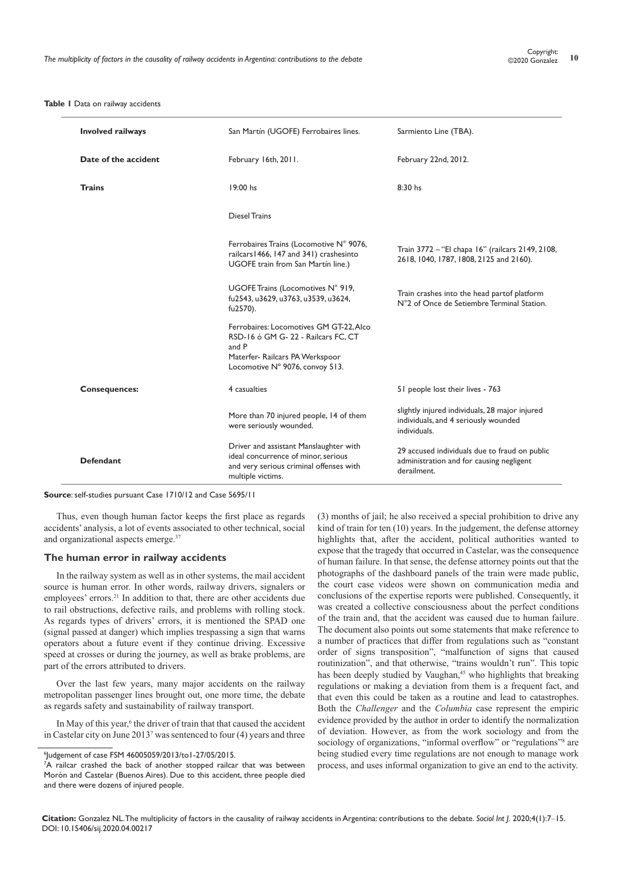**Table 1** Data on railway accidents

| | | |
|---|---|---|
| **Involved railways** | San Martín (UGOFE) Ferrobaires lines. | Sarmiento Line (TBA). |
| **Date of the accident** | February 16th, 2011. | February 22nd, 2012. |
| **Trains** | 19:00 hs | 8:30 hs |
| | Diesel Trains | |
| | Ferrobaires Trains (Locomotive N° 9076, railcars1466, 147 and 341) crashesinto UGOFE train from San Martín line.) | Train 3772 – "El chapa 16" (railcars 2149, 2108, 2618, 1040, 1787, 1808, 2125 and 2160). |
| | UGOFE Trains (Locomotives N° 919, fu2543, u3629, u3763, u3539, u3624, fu2570). | Train crashes into the head partof platform N°2 of Once de Setiembre Terminal Station. |
| | Ferrobaires: Locomotives GM GT-22, Alco RSD-16 ó GM G- 22 - Railcars FC, CT and P Materfer- Railcars PA Werkspoor Locomotive N° 9076, convoy 513. | |
| **Consequences:** | 4 casualties | 51 people lost their lives - 763 |
| | More than 70 injured people, 14 of them were seriously wounded. | slightly injured individuals, 28 major injured individuals, and 4 seriously wounded individuals. |
| **Defendant** | Driver and assistant Manslaughter with ideal concurrence of minor, serious and very serious criminal offenses with multiple victims. | 29 accused individuals due to fraud on public administration and for causing negligent derailment. |

**Source**: self-studies pursuant Case 1710/12 and Case 5695/11

Thus, even though human factor keeps the first place as regards accidents' analysis, a lot of events associated to other technical, social and organizational aspects emerge.[37]

## The human error in railway accidents

In the railway system as well as in other systems, the mail accident source is human error. In other words, railway drivers, signalers or employees' errors.[21] In addition to that, there are other accidents due to rail obstructions, defective rails, and problems with rolling stock. As regards types of drivers' errors, it is mentioned the SPAD one (signal passed at danger) which implies trespassing a sign that warns operators about a future event if they continue driving. Excessive speed at crosses or during the journey, as well as brake problems, are part of the errors attributed to drivers.

Over the last few years, many major accidents on the railway metropolitan passenger lines brought out, one more time, the debate as regards safety and sustainability of railway transport.

In May of this year,[6] the driver of train that that caused the accident in Castelar city on June 2013[7] was sentenced to four (4) years and three (3) months of jail; he also received a special prohibition to drive any kind of train for ten (10) years. In the judgement, the defense attorney highlights that, after the accident, political authorities wanted to expose that the tragedy that occurred in Castelar, was the consequence of human failure. In that sense, the defense attorney points out that the photographs of the dashboard panels of the train were made public, the court case videos were shown on communication media and conclusions of the expertise reports were published. Consequently, it was created a collective consciousness about the perfect conditions of the train and, that the accident was caused due to human failure. The document also points out some statements that make reference to a number of practices that differ from regulations such as "constant order of signs transposition", "malfunction of signs that caused routinization", and that otherwise, "trains wouldn't run". This topic has been deeply studied by Vaughan,[45] who highlights that breaking regulations or making a deviation from them is a frequent fact, and that even this could be taken as a routine and lead to catastrophes. Both the *Challenger* and the *Columbia* case represent the empiric evidence provided by the author in order to identify the normalization of deviation. However, as from the work sociology and from the sociology of organizations, "informal overflow" or "regulations"[8] are being studied every time regulations are not enough to manage work process, and uses informal organization to give an end to the activity.

[6] Judgement of case FSM 46005059/2013/to1-27/05/2015.

[7] A railcar crashed the back of another stopped railcar that was between Morón and Castelar (Buenos Aires). Due to this accident, three people died and there were dozens of injured people.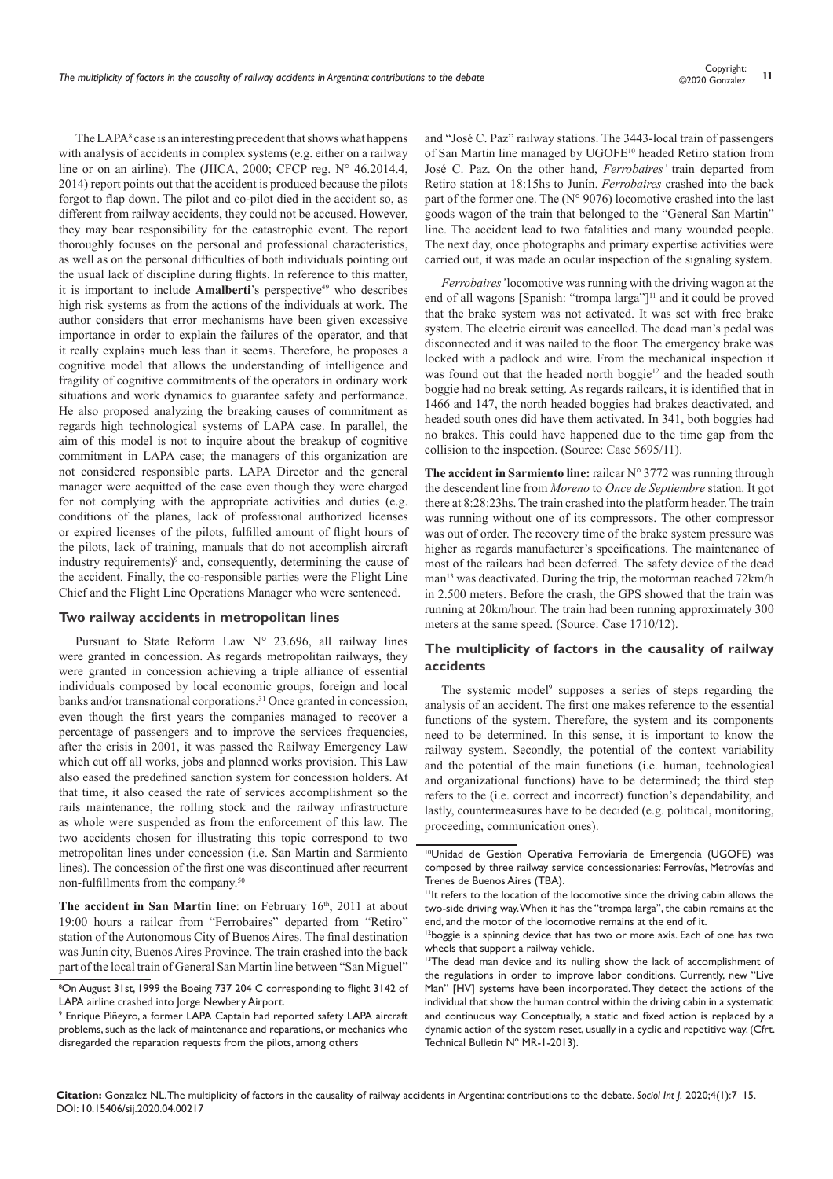The LAPA[8] case is an interesting precedent that shows what happens with analysis of accidents in complex systems (e.g. either on a railway line or on an airline). The (JIICA, 2000; CFCP reg. N° 46.2014.4, 2014) report points out that the accident is produced because the pilots forgot to flap down. The pilot and co-pilot died in the accident so, as different from railway accidents, they could not be accused. However, they may bear responsibility for the catastrophic event. The report thoroughly focuses on the personal and professional characteristics, as well as on the personal difficulties of both individuals pointing out the usual lack of discipline during flights. In reference to this matter, it is important to include **Amalberti**'s perspective[49] who describes high risk systems as from the actions of the individuals at work. The author considers that error mechanisms have been given excessive importance in order to explain the failures of the operator, and that it really explains much less than it seems. Therefore, he proposes a cognitive model that allows the understanding of intelligence and fragility of cognitive commitments of the operators in ordinary work situations and work dynamics to guarantee safety and performance. He also proposed analyzing the breaking causes of commitment as regards high technological systems of LAPA case. In parallel, the aim of this model is not to inquire about the breakup of cognitive commitment in LAPA case; the managers of this organization are not considered responsible parts. LAPA Director and the general manager were acquitted of the case even though they were charged for not complying with the appropriate activities and duties (e.g. conditions of the planes, lack of professional authorized licenses or expired licenses of the pilots, fulfilled amount of flight hours of the pilots, lack of training, manuals that do not accomplish aircraft industry requirements)[9] and, consequently, determining the cause of the accident. Finally, the co-responsible parties were the Flight Line Chief and the Flight Line Operations Manager who were sentenced.

### Two railway accidents in metropolitan lines

Pursuant to State Reform Law N° 23.696, all railway lines were granted in concession. As regards metropolitan railways, they were granted in concession achieving a triple alliance of essential individuals composed by local economic groups, foreign and local banks and/or transnational corporations.[31] Once granted in concession, even though the first years the companies managed to recover a percentage of passengers and to improve the services frequencies, after the crisis in 2001, it was passed the Railway Emergency Law which cut off all works, jobs and planned works provision. This Law also eased the predefined sanction system for concession holders. At that time, it also ceased the rate of services accomplishment so the rails maintenance, the rolling stock and the railway infrastructure as whole were suspended as from the enforcement of this law. The two accidents chosen for illustrating this topic correspond to two metropolitan lines under concession (i.e. San Martin and Sarmiento lines). The concession of the first one was discontinued after recurrent non-fulfillments from the company.[50]

**The accident in San Martin line**: on February 16th, 2011 at about 19:00 hours a railcar from "Ferrobaires" departed from "Retiro" station of the Autonomous City of Buenos Aires. The final destination was Junín city, Buenos Aires Province. The train crashed into the back part of the local train of General San Martin line between "San Miguel" and "José C. Paz" railway stations. The 3443-local train of passengers of San Martin line managed by UGOFE[10] headed Retiro station from José C. Paz. On the other hand, *Ferrobaires'* train departed from Retiro station at 18:15hs to Junín. *Ferrobaires* crashed into the back part of the former one. The (N° 9076) locomotive crashed into the last goods wagon of the train that belonged to the "General San Martin" line. The accident lead to two fatalities and many wounded people. The next day, once photographs and primary expertise activities were carried out, it was made an ocular inspection of the signaling system.

*Ferrobaires'* locomotive was running with the driving wagon at the end of all wagons [Spanish: "trompa larga"][11] and it could be proved that the brake system was not activated. It was set with free brake system. The electric circuit was cancelled. The dead man's pedal was disconnected and it was nailed to the floor. The emergency brake was locked with a padlock and wire. From the mechanical inspection it was found out that the headed north boggie[12] and the headed south boggie had no break setting. As regards railcars, it is identified that in 1466 and 147, the north headed boggies had brakes deactivated, and headed south ones did have them activated. In 341, both boggies had no brakes. This could have happened due to the time gap from the collision to the inspection. (Source: Case 5695/11).

**The accident in Sarmiento line:** railcar N° 3772 was running through the descendent line from *Moreno* to *Once de Septiembre* station. It got there at 8:28:23hs. The train crashed into the platform header. The train was running without one of its compressors. The other compressor was out of order. The recovery time of the brake system pressure was higher as regards manufacturer's specifications. The maintenance of most of the railcars had been deferred. The safety device of the dead man[13] was deactivated. During the trip, the motorman reached 72km/h in 2.500 meters. Before the crash, the GPS showed that the train was running at 20km/hour. The train had been running approximately 300 meters at the same speed. (Source: Case 1710/12).

## The multiplicity of factors in the causality of railway accidents

The systemic model[9] supposes a series of steps regarding the analysis of an accident. The first one makes reference to the essential functions of the system. Therefore, the system and its components need to be determined. In this sense, it is important to know the railway system. Secondly, the potential of the context variability and the potential of the main functions (i.e. human, technological and organizational functions) have to be determined; the third step refers to the (i.e. correct and incorrect) function's dependability, and lastly, countermeasures have to be decided (e.g. political, monitoring, proceeding, communication ones).

---

[8] On August 31st, 1999 the Boeing 737 204 C corresponding to flight 3142 of LAPA airline crashed into Jorge Newbery Airport.

[9] Enrique Piñeyro, a former LAPA Captain had reported safety LAPA aircraft problems, such as the lack of maintenance and reparations, or mechanics who disregarded the reparation requests from the pilots, among others

[10] Unidad de Gestión Operativa Ferroviaria de Emergencia (UGOFE) was composed by three railway service concessionaries: Ferrovías, Metrovías and Trenes de Buenos Aires (TBA).

[11] It refers to the location of the locomotive since the driving cabin allows the two-side driving way. When it has the "trompa larga", the cabin remains at the end, and the motor of the locomotive remains at the end of it.

[12] boggie is a spinning device that has two or more axis. Each of one has two wheels that support a railway vehicle.

[13] The dead man device and its nulling show the lack of accomplishment of the regulations in order to improve labor conditions. Currently, new "Live Man" [HV] systems have been incorporated. They detect the actions of the individual that show the human control within the driving cabin in a systematic and continuous way. Conceptually, a static and fixed action is replaced by a dynamic action of the system reset, usually in a cyclic and repetitive way. (Cfrt. Technical Bulletin N° MR-1-2013).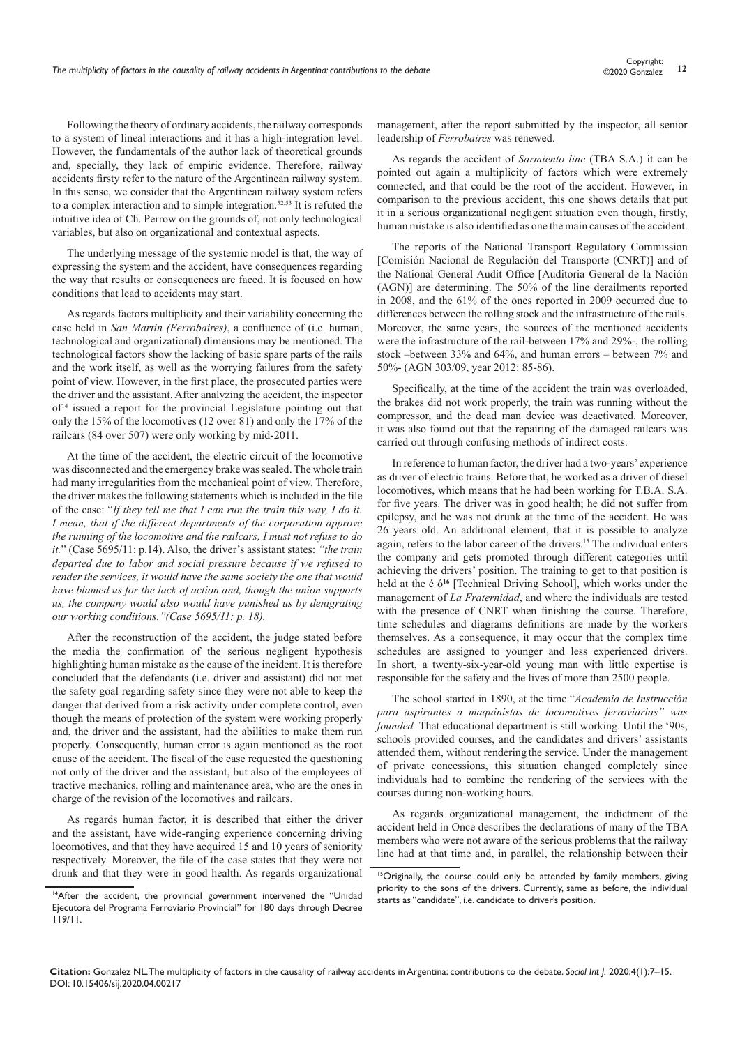Following the theory of ordinary accidents, the railway corresponds to a system of lineal interactions and it has a high-integration level. However, the fundamentals of the author lack of theoretical grounds and, specially, they lack of empiric evidence. Therefore, railway accidents firsty refer to the nature of the Argentinean railway system. In this sense, we consider that the Argentinean railway system refers to a complex interaction and to simple integration.[52,53] It is refuted the intuitive idea of Ch. Perrow on the grounds of, not only technological variables, but also on organizational and contextual aspects.

The underlying message of the systemic model is that, the way of expressing the system and the accident, have consequences regarding the way that results or consequences are faced. It is focused on how conditions that lead to accidents may start.

As regards factors multiplicity and their variability concerning the case held in *San Martin (Ferrobaires)*, a confluence of (i.e. human, technological and organizational) dimensions may be mentioned. The technological factors show the lacking of basic spare parts of the rails and the work itself, as well as the worrying failures from the safety point of view. However, in the first place, the prosecuted parties were the driver and the assistant. After analyzing the accident, the inspector of[14] issued a report for the provincial Legislature pointing out that only the 15% of the locomotives (12 over 81) and only the 17% of the railcars (84 over 507) were only working by mid-2011.

At the time of the accident, the electric circuit of the locomotive was disconnected and the emergency brake was sealed. The whole train had many irregularities from the mechanical point of view. Therefore, the driver makes the following statements which is included in the file of the case: "*If they tell me that I can run the train this way, I do it. I mean, that if the different departments of the corporation approve the running of the locomotive and the railcars, I must not refuse to do it.*" (Case 5695/11: p.14). Also, the driver's assistant states: *"the train departed due to labor and social pressure because if we refused to render the services, it would have the same society the one that would have blamed us for the lack of action and, though the union supports us, the company would also would have punished us by denigrating our working conditions."(Case 5695/11: p. 18).*

After the reconstruction of the accident, the judge stated before the media the confirmation of the serious negligent hypothesis highlighting human mistake as the cause of the incident. It is therefore concluded that the defendants (i.e. driver and assistant) did not met the safety goal regarding safety since they were not able to keep the danger that derived from a risk activity under complete control, even though the means of protection of the system were working properly and, the driver and the assistant, had the abilities to make them run properly. Consequently, human error is again mentioned as the root cause of the accident. The fiscal of the case requested the questioning not only of the driver and the assistant, but also of the employees of tractive mechanics, rolling and maintenance area, who are the ones in charge of the revision of the locomotives and railcars.

As regards human factor, it is described that either the driver and the assistant, have wide-ranging experience concerning driving locomotives, and that they have acquired 15 and 10 years of seniority respectively. Moreover, the file of the case states that they were not drunk and that they were in good health. As regards organizational management, after the report submitted by the inspector, all senior leadership of *Ferrobaires* was renewed.

As regards the accident of *Sarmiento line* (TBA S.A.) it can be pointed out again a multiplicity of factors which were extremely connected, and that could be the root of the accident. However, in comparison to the previous accident, this one shows details that put it in a serious organizational negligent situation even though, firstly, human mistake is also identified as one the main causes of the accident.

The reports of the National Transport Regulatory Commission [Comisión Nacional de Regulación del Transporte (CNRT)] and of the National General Audit Office [Auditoria General de la Nación (AGN)] are determining. The 50% of the line derailments reported in 2008, and the 61% of the ones reported in 2009 occurred due to differences between the rolling stock and the infrastructure of the rails. Moreover, the same years, the sources of the mentioned accidents were the infrastructure of the rail-between 17% and 29%-, the rolling stock –between 33% and 64%, and human errors – between 7% and 50%- (AGN 303/09, year 2012: 85-86).

Specifically, at the time of the accident the train was overloaded, the brakes did not work properly, the train was running without the compressor, and the dead man device was deactivated. Moreover, it was also found out that the repairing of the damaged railcars was carried out through confusing methods of indirect costs.

In reference to human factor, the driver had a two-years' experience as driver of electric trains. Before that, he worked as a driver of diesel locomotives, which means that he had been working for T.B.A. S.A. for five years. The driver was in good health; he did not suffer from epilepsy, and he was not drunk at the time of the accident. He was 26 years old. An additional element, that it is possible to analyze again, refers to the labor career of the drivers.[15] The individual enters the company and gets promoted through different categories until achieving the drivers' position. The training to get to that position is held at the é ó[16] [Technical Driving School], which works under the management of *La Fraternidad*, and where the individuals are tested with the presence of CNRT when finishing the course. Therefore, time schedules and diagrams definitions are made by the workers themselves. As a consequence, it may occur that the complex time schedules are assigned to younger and less experienced drivers. In short, a twenty-six-year-old young man with little expertise is responsible for the safety and the lives of more than 2500 people.

The school started in 1890, at the time "*Academia de Instrucción para aspirantes a maquinistas de locomotives ferroviarias" was founded.* That educational department is still working. Until the '90s, schools provided courses, and the candidates and drivers' assistants attended them, without rendering the service. Under the management of private concessions, this situation changed completely since individuals had to combine the rendering of the services with the courses during non-working hours.

As regards organizational management, the indictment of the accident held in Once describes the declarations of many of the TBA members who were not aware of the serious problems that the railway line had at that time and, in parallel, the relationship between their

[14] After the accident, the provincial government intervened the "Unidad Ejecutora del Programa Ferroviario Provincial" for 180 days through Decree 119/11.

[15] Originally, the course could only be attended by family members, giving priority to the sons of the drivers. Currently, same as before, the individual starts as "candidate", i.e. candidate to driver's position.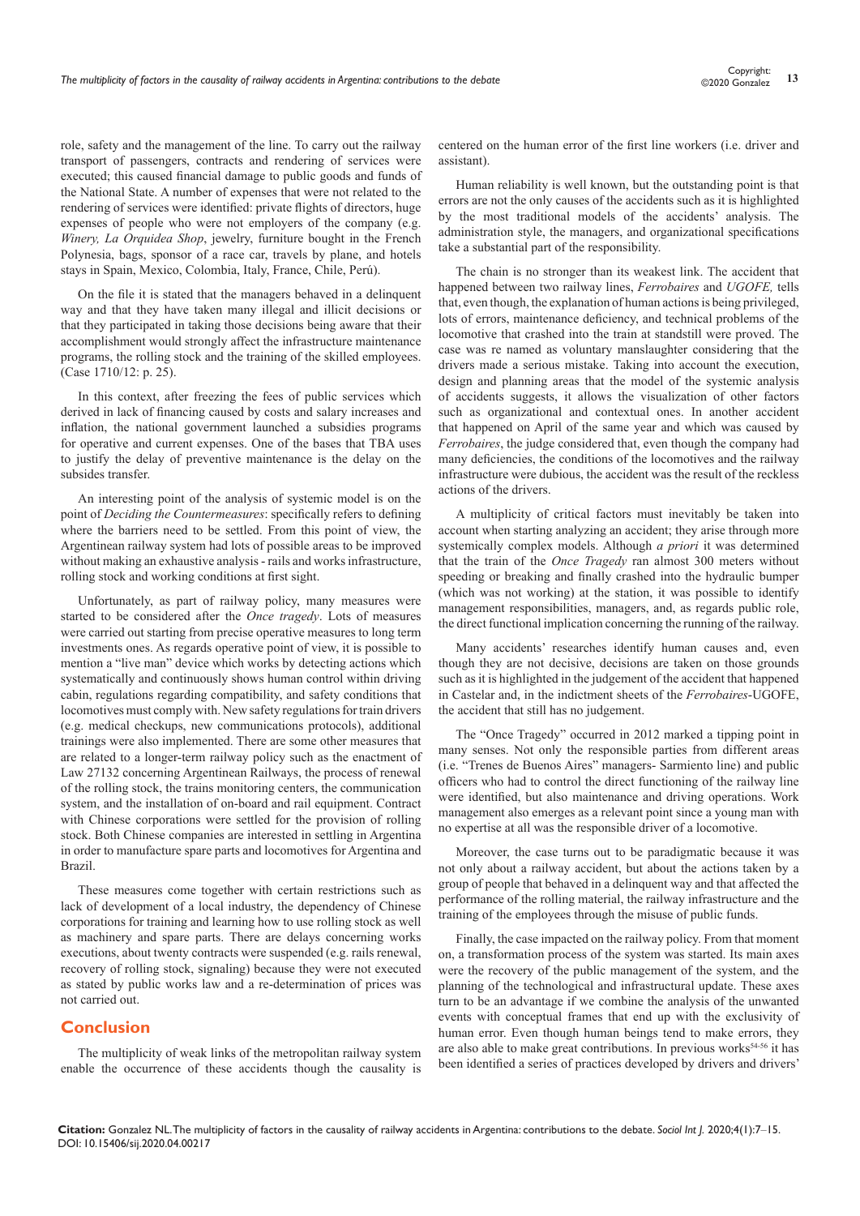role, safety and the management of the line. To carry out the railway transport of passengers, contracts and rendering of services were executed; this caused financial damage to public goods and funds of the National State. A number of expenses that were not related to the rendering of services were identified: private flights of directors, huge expenses of people who were not employers of the company (e.g. *Winery, La Orquidea Shop*, jewelry, furniture bought in the French Polynesia, bags, sponsor of a race car, travels by plane, and hotels stays in Spain, Mexico, Colombia, Italy, France, Chile, Perú).

On the file it is stated that the managers behaved in a delinquent way and that they have taken many illegal and illicit decisions or that they participated in taking those decisions being aware that their accomplishment would strongly affect the infrastructure maintenance programs, the rolling stock and the training of the skilled employees. (Case 1710/12: p. 25).

In this context, after freezing the fees of public services which derived in lack of financing caused by costs and salary increases and inflation, the national government launched a subsidies programs for operative and current expenses. One of the bases that TBA uses to justify the delay of preventive maintenance is the delay on the subsides transfer.

An interesting point of the analysis of systemic model is on the point of *Deciding the Countermeasures*: specifically refers to defining where the barriers need to be settled. From this point of view, the Argentinean railway system had lots of possible areas to be improved without making an exhaustive analysis - rails and works infrastructure, rolling stock and working conditions at first sight.

Unfortunately, as part of railway policy, many measures were started to be considered after the *Once tragedy*. Lots of measures were carried out starting from precise operative measures to long term investments ones. As regards operative point of view, it is possible to mention a "live man" device which works by detecting actions which systematically and continuously shows human control within driving cabin, regulations regarding compatibility, and safety conditions that locomotives must comply with. New safety regulations for train drivers (e.g. medical checkups, new communications protocols), additional trainings were also implemented. There are some other measures that are related to a longer-term railway policy such as the enactment of Law 27132 concerning Argentinean Railways, the process of renewal of the rolling stock, the trains monitoring centers, the communication system, and the installation of on-board and rail equipment. Contract with Chinese corporations were settled for the provision of rolling stock. Both Chinese companies are interested in settling in Argentina in order to manufacture spare parts and locomotives for Argentina and Brazil.

These measures come together with certain restrictions such as lack of development of a local industry, the dependency of Chinese corporations for training and learning how to use rolling stock as well as machinery and spare parts. There are delays concerning works executions, about twenty contracts were suspended (e.g. rails renewal, recovery of rolling stock, signaling) because they were not executed as stated by public works law and a re-determination of prices was not carried out.

## Conclusion

The multiplicity of weak links of the metropolitan railway system enable the occurrence of these accidents though the causality is centered on the human error of the first line workers (i.e. driver and assistant).

Human reliability is well known, but the outstanding point is that errors are not the only causes of the accidents such as it is highlighted by the most traditional models of the accidents' analysis. The administration style, the managers, and organizational specifications take a substantial part of the responsibility.

The chain is no stronger than its weakest link. The accident that happened between two railway lines, *Ferrobaires* and *UGOFE,* tells that, even though, the explanation of human actions is being privileged, lots of errors, maintenance deficiency, and technical problems of the locomotive that crashed into the train at standstill were proved. The case was re named as voluntary manslaughter considering that the drivers made a serious mistake. Taking into account the execution, design and planning areas that the model of the systemic analysis of accidents suggests, it allows the visualization of other factors such as organizational and contextual ones. In another accident that happened on April of the same year and which was caused by *Ferrobaires*, the judge considered that, even though the company had many deficiencies, the conditions of the locomotives and the railway infrastructure were dubious, the accident was the result of the reckless actions of the drivers.

A multiplicity of critical factors must inevitably be taken into account when starting analyzing an accident; they arise through more systemically complex models. Although *a priori* it was determined that the train of the *Once Tragedy* ran almost 300 meters without speeding or breaking and finally crashed into the hydraulic bumper (which was not working) at the station, it was possible to identify management responsibilities, managers, and, as regards public role, the direct functional implication concerning the running of the railway.

Many accidents' researches identify human causes and, even though they are not decisive, decisions are taken on those grounds such as it is highlighted in the judgement of the accident that happened in Castelar and, in the indictment sheets of the *Ferrobaires*-UGOFE, the accident that still has no judgement.

The "Once Tragedy" occurred in 2012 marked a tipping point in many senses. Not only the responsible parties from different areas (i.e. "Trenes de Buenos Aires" managers- Sarmiento line) and public officers who had to control the direct functioning of the railway line were identified, but also maintenance and driving operations. Work management also emerges as a relevant point since a young man with no expertise at all was the responsible driver of a locomotive.

Moreover, the case turns out to be paradigmatic because it was not only about a railway accident, but about the actions taken by a group of people that behaved in a delinquent way and that affected the performance of the rolling material, the railway infrastructure and the training of the employees through the misuse of public funds.

Finally, the case impacted on the railway policy. From that moment on, a transformation process of the system was started. Its main axes were the recovery of the public management of the system, and the planning of the technological and infrastructural update. These axes turn to be an advantage if we combine the analysis of the unwanted events with conceptual frames that end up with the exclusivity of human error. Even though human beings tend to make errors, they are also able to make great contributions. In previous works[54-56] it has been identified a series of practices developed by drivers and drivers'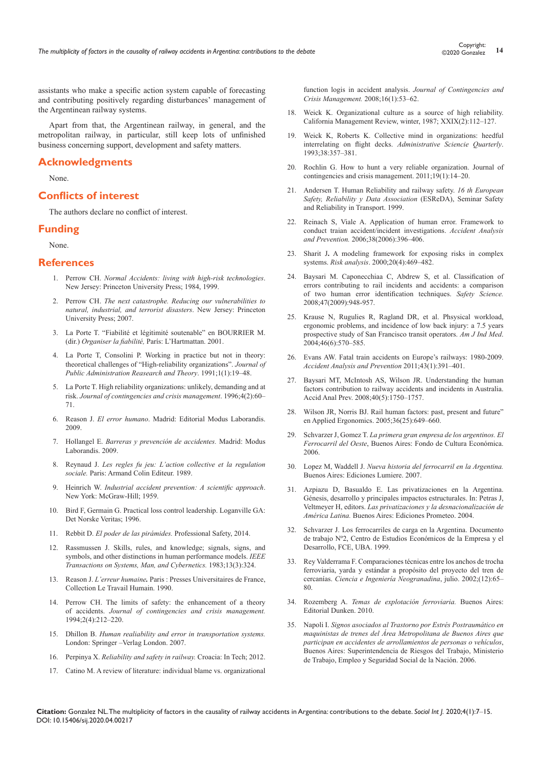assistants who make a specific action system capable of forecasting and contributing positively regarding disturbances' management of the Argentinean railway systems.

Apart from that, the Argentinean railway, in general, and the metropolitan railway, in particular, still keep lots of unfinished business concerning support, development and safety matters.

## Acknowledgments

None.

## Conflicts of interest

The authors declare no conflict of interest.

## Funding

None.

## References

1. Perrow CH. *Normal Accidents: living with high-risk technologies*. New Jersey: Princeton University Press; 1984, 1999.
2. Perrow CH. *The next catastrophe. Reducing our vulnerabilities to natural, industrial, and terrorist disasters*. New Jersey: Princeton University Press; 2007.
3. La Porte T. "Fiabilité et légitimité soutenable" en BOURRIER M. (dir.) *Organiser la fiabilité,* París: L'Hartmattan. 2001.
4. La Porte T, Consolini P. Working in practice but not in theory: theoretical challenges of "High-reliability organizations". *Journal of Public Administration Reasearch and Theory*. 1991;1(1):19–48.
5. La Porte T. High reliability organizations: unlikely, demanding and at risk. *Journal of contingencies and crisis management*. 1996;4(2):60–71.
6. Reason J. *El error humano*. Madrid: Editorial Modus Laborandis. 2009.
7. Hollangel E. *Barreras y prevención de accidentes.* Madrid: Modus Laborandis. 2009.
8. Reynaud J. *Les regles fu jeu: L'action collective et la regulation sociale.* Paris: Armand Colin Editeur. 1989.
9. Heinrich W. *Industrial accident prevention: A scientific approach*. New York: McGraw-Hill; 1959.
10. Bird F, Germain G. Practical loss control leadership. Loganville GA: Det Norske Veritas; 1996.
11. Rebbit D. *El poder de las pirámides.* Professional Safety, 2014.
12. Rassmussen J. Skills, rules, and knowledge; signals, signs, and symbols, and other distinctions in human performance models. *IEEE Transactions on Systems, Man, and Cybernetics.* 1983;13(3):324.
13. Reason J. *L'erreur humaine***.** Paris : Presses Universitaires de France, Collection Le Travail Humain. 1990.
14. Perrow CH. The limits of safety: the enhancement of a theory of accidents. *Journal of contingencies and crisis management.* 1994;2(4):212–220.
15. Dhillon B. *Human realiability and error in transportation systems.* London: Springer –Verlag London. 2007.
16. Perpinya X. *Reliability and safety in railway.* Croacia: In Tech; 2012.
17. Catino M. A review of literature: individual blame vs. organizational function logis in accident analysis. *Journal of Contingencies and Crisis Management.* 2008;16(1):53–62.
18. Weick K. Organizational culture as a source of high reliability. California Management Review, winter, 1987; XXIX(2):112–127.
19. Weick K, Roberts K. Collective mind in organizations: heedful interrelating on flight decks. *Administrative Sciencie Quarterly*. 1993;38:357–381.
20. Rochlin G. How to hunt a very reliable organization. Journal of contingencies and crisis management. 2011;19(1):14–20.
21. Andersen T. Human Reliability and railway safety. *16 th European Safety, Reliability y Data Association* (ESReDA), Seminar Safety and Reliability in Transport. 1999.
22. Reinach S, Viale A. Application of human error. Framework to conduct traian accident/incident investigations. *Accident Analysis and Prevention.* 2006;38(2006):396–406.
23. Sharit J**.** A modeling framework for exposing risks in complex systems. *Risk analysis*. 2000;20(4):469–482.
24. Baysari M. Caponecchiaa C, Abdrew S, et al. Classification of errors contributing to rail incidents and accidents: a comparison of two human error identification techniques. *Safety Science.* 2008;47(2009):948-957.
25. Krause N, Rugulies R, Ragland DR, et al. Phsysical workload, ergonomic problems, and incidence of low back injury: a 7.5 years prospective study of San Francisco transit operators. *Am J Ind Med*. 2004;46(6):570–585.
26. Evans AW. Fatal train accidents on Europe's railways: 1980-2009. *Accident Analysis and Prevention* 2011;43(1):391–401.
27. Baysari MT, McIntosh AS, Wilson JR. Understanding the human factors contribution to railway accidents and incidents in Australia. Accid Anal Prev. 2008;40(5):1750–1757.
28. Wilson JR, Norris BJ. Rail human factors: past, present and future" en Applied Ergonomics. 2005;36(25):649–660.
29. Schvarzer J, Gomez T. *La primera gran empresa de los argentinos. El Ferrocarril del Oeste*, Buenos Aires: Fondo de Cultura Económica. 2006.
30. Lopez M, Waddell J. *Nueva historia del ferrocarril en la Argentina.* Buenos Aires: Ediciones Lumiere. 2007.
31. Azpiazu D, Basualdo E. Las privatizaciones en la Argentina. Génesis, desarrollo y principales impactos estructurales. In: Petras J, Veltmeyer H, editors. *Las privatizaciones y la desnacionalización de América Latina.* Buenos Aires: Ediciones Prometeo. 2004.
32. Schvarzer J. Los ferrocarriles de carga en la Argentina. Documento de trabajo Nº2, Centro de Estudios Económicos de la Empresa y el Desarrollo, FCE, UBA. 1999.
33. Rey Valderrama F. Comparaciones técnicas entre los anchos de trocha ferroviaria, yarda y estándar a propósito del proyecto del tren de cercanías. *Ciencia e Ingeniería Neogranadina*, julio. 2002;(12):65–80.
34. Rozemberg A. *Temas de explotación ferroviaria.* Buenos Aires: Editorial Dunken. 2010.
35. Napoli I. *Signos asociados al Trastorno por Estrés Postraumático en maquinistas de trenes del Área Metropolitana de Buenos Aires que participan en accidentes de arrollamientos de personas o vehículos*, Buenos Aires: Superintendencia de Riesgos del Trabajo, Ministerio de Trabajo, Empleo y Seguridad Social de la Nación. 2006.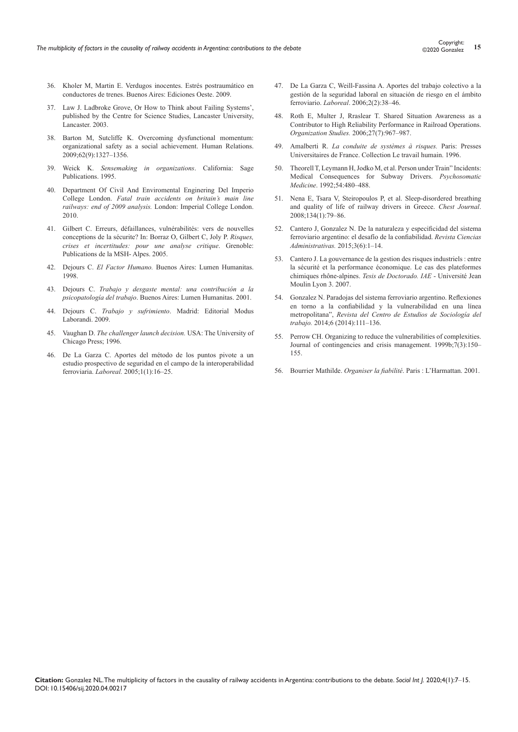36. Kholer M, Martin E. Verdugos inocentes. Estrés postraumático en conductores de trenes. Buenos Aires: Ediciones Oeste. 2009.

37. Law J. Ladbroke Grove, Or How to Think about Failing Systems', published by the Centre for Science Studies, Lancaster University, Lancaster. 2003.

38. Barton M, Sutcliffe K. Overcoming dysfunctional momentum: organizational safety as a social achievement. Human Relations. 2009;62(9):1327–1356.

39. Weick K. *Sensemaking in organizations*. California: Sage Publications. 1995.

40. Department Of Civil And Enviromental Enginering Del Imperio College London. *Fatal train accidents on britain's main line railways: end of 2009 analysis.* London: Imperial College London. 2010.

41. Gilbert C. Erreurs, défaillances, vulnérabilités: vers de nouvelles conceptions de la sécurite? In: Borraz O, Gilbert C, Joly P. *Risques, crises et incertitudes: pour une analyse critique*. Grenoble: Publications de la MSH- Alpes. 2005.

42. Dejours C. *El Factor Humano.* Buenos Aires: Lumen Humanitas. 1998.

43. Dejours C. *Trabajo y desgaste mental: una contribución a la psicopatología del trabajo*. Buenos Aires: Lumen Humanitas. 2001.

44. Dejours C. *Trabajo y sufrimiento*. Madrid: Editorial Modus Laborandi. 2009.

45. Vaughan D. *The challenger launch decision.* USA: The University of Chicago Press; 1996.

46. De La Garza C. Aportes del método de los puntos pivote a un estudio prospectivo de seguridad en el campo de la interoperabilidad ferroviaria. *Laboreal.* 2005;1(1):16–25.

47. De La Garza C, Weill-Fassina A. Aportes del trabajo colectivo a la gestión de la seguridad laboral en situación de riesgo en el ámbito ferroviario. *Laboreal*. 2006;2(2):38–46.

48. Roth E, Multer J, Rraslear T. Shared Situation Awareness as a Contributor to High Reliability Performance in Railroad Operations. *Organization Studies.* 2006;27(7):967–987.

49. Amalberti R. *La conduite de systèmes à risques.* Paris: Presses Universitaires de France. Collection Le travail humain. 1996.

50. Theorell T, Leymann H, Jodko M, et al. Person under Train" Incidents: Medical Consequences for Subway Drivers. *Psychosomatic Medicine*. 1992;54:480–488.

51. Nena E, Tsara V, Steiropoulos P, et al. Sleep-disordered breathing and quality of life of railway drivers in Greece. *Chest Journal*. 2008;134(1):79–86.

52. Cantero J, Gonzalez N. De la naturaleza y especificidad del sistema ferroviario argentino: el desafío de la confiabilidad. *Revista Ciencias Administrativas.* 2015;3(6):1–14.

53. Cantero J. La gouvernance de la gestion des risques industriels : entre la sécurité et la performance économique. Le cas des plateformes chimiques rhône-alpines. *Tesis de Doctorado. IAE* - Université Jean Moulin Lyon 3. 2007.

54. Gonzalez N. Paradojas del sistema ferroviario argentino. Reflexiones en torno a la confiabilidad y la vulnerabilidad en una línea metropolitana", *Revista del Centro de Estudios de Sociología del trabajo.* 2014;6 (2014):111–136.

55. Perrow CH. Organizing to reduce the vulnerabilities of complexities. Journal of contingencies and crisis management. 1999b;7(3):150–155.

56. Bourrier Mathilde. *Organiser la fiabilité*. Paris : L'Harmattan. 2001.